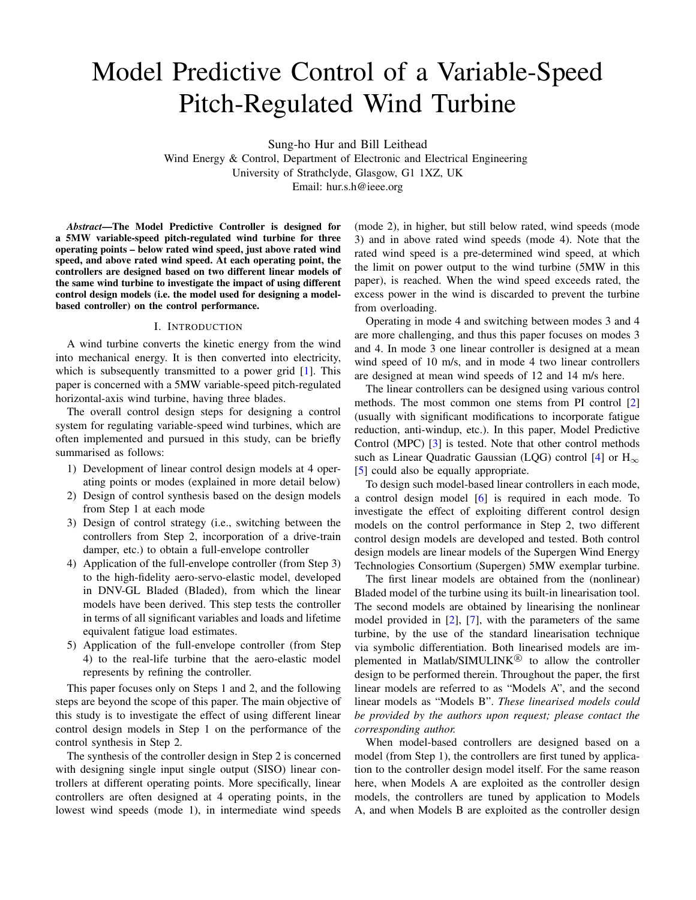# Model Predictive Control of a Variable-Speed Pitch-Regulated Wind Turbine

Sung-ho Hur and Bill Leithead
Wind Energy & Control, Department of Electronic and Electrical Engineering
University of Strathclyde, Glasgow, G1 1XZ, UK
Email: hur.s.h@ieee.org

***Abstract*—The Model Predictive Controller is designed for a 5MW variable-speed pitch-regulated wind turbine for three operating points – below rated wind speed, just above rated wind speed, and above rated wind speed. At each operating point, the controllers are designed based on two different linear models of the same wind turbine to investigate the impact of using different control design models (i.e. the model used for designing a model-based controller) on the control performance.**

## I. Introduction

A wind turbine converts the kinetic energy from the wind into mechanical energy. It is then converted into electricity, which is subsequently transmitted to a power grid [1]. This paper is concerned with a 5MW variable-speed pitch-regulated horizontal-axis wind turbine, having three blades.

The overall control design steps for designing a control system for regulating variable-speed wind turbines, which are often implemented and pursued in this study, can be briefly summarised as follows:

1) Development of linear control design models at 4 operating points or modes (explained in more detail below)
2) Design of control synthesis based on the design models from Step 1 at each mode
3) Design of control strategy (i.e., switching between the controllers from Step 2, incorporation of a drive-train damper, etc.) to obtain a full-envelope controller
4) Application of the full-envelope controller (from Step 3) to the high-fidelity aero-servo-elastic model, developed in DNV-GL Bladed (Bladed), from which the linear models have been derived. This step tests the controller in terms of all significant variables and loads and lifetime equivalent fatigue load estimates.
5) Application of the full-envelope controller (from Step 4) to the real-life turbine that the aero-elastic model represents by refining the controller.

This paper focuses only on Steps 1 and 2, and the following steps are beyond the scope of this paper. The main objective of this study is to investigate the effect of using different linear control design models in Step 1 on the performance of the control synthesis in Step 2.

The synthesis of the controller design in Step 2 is concerned with designing single input single output (SISO) linear controllers at different operating points. More specifically, linear controllers are often designed at 4 operating points, in the lowest wind speeds (mode 1), in intermediate wind speeds (mode 2), in higher, but still below rated, wind speeds (mode 3) and in above rated wind speeds (mode 4). Note that the rated wind speed is a pre-determined wind speed, at which the limit on power output to the wind turbine (5MW in this paper), is reached. When the wind speed exceeds rated, the excess power in the wind is discarded to prevent the turbine from overloading.

Operating in mode 4 and switching between modes 3 and 4 are more challenging, and thus this paper focuses on modes 3 and 4. In mode 3 one linear controller is designed at a mean wind speed of 10 m/s, and in mode 4 two linear controllers are designed at mean wind speeds of 12 and 14 m/s here.

The linear controllers can be designed using various control methods. The most common one stems from PI control [2] (usually with significant modifications to incorporate fatigue reduction, anti-windup, etc.). In this paper, Model Predictive Control (MPC) [3] is tested. Note that other control methods such as Linear Quadratic Gaussian (LQG) control [4] or $H_\infty$ [5] could also be equally appropriate.

To design such model-based linear controllers in each mode, a control design model [6] is required in each mode. To investigate the effect of exploiting different control design models on the control performance in Step 2, two different control design models are developed and tested. Both control design models are linear models of the Supergen Wind Energy Technologies Consortium (Supergen) 5MW exemplar turbine.

The first linear models are obtained from the (nonlinear) Bladed model of the turbine using its built-in linearisation tool. The second models are obtained by linearising the nonlinear model provided in [2], [7], with the parameters of the same turbine, by the use of the standard linearisation technique via symbolic differentiation. Both linearised models are implemented in Matlab/SIMULINK® to allow the controller design to be performed therein. Throughout the paper, the first linear models are referred to as "Models A", and the second linear models as "Models B". *These linearised models could be provided by the authors upon request; please contact the corresponding author.*

When model-based controllers are designed based on a model (from Step 1), the controllers are first tuned by application to the controller design model itself. For the same reason here, when Models A are exploited as the controller design models, the controllers are tuned by application to Models A, and when Models B are exploited as the controller design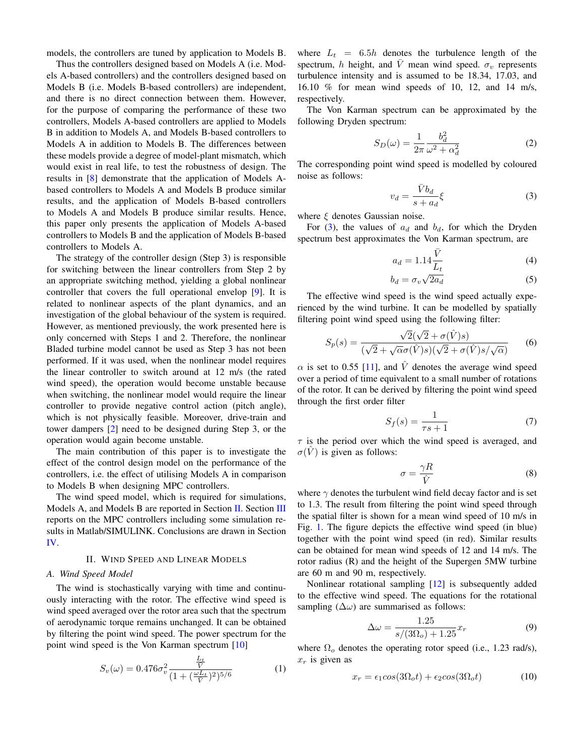models, the controllers are tuned by application to Models B.

Thus the controllers designed based on Models A (i.e. Models A-based controllers) and the controllers designed based on Models B (i.e. Models B-based controllers) are independent, and there is no direct connection between them. However, for the purpose of comparing the performance of these two controllers, Models A-based controllers are applied to Models B in addition to Models A, and Models B-based controllers to Models A in addition to Models B. The differences between these models provide a degree of model-plant mismatch, which would exist in real life, to test the robustness of design. The results in [8] demonstrate that the application of Models A-based controllers to Models A and Models B produce similar results, and the application of Models B-based controllers to Models A and Models B produce similar results. Hence, this paper only presents the application of Models A-based controllers to Models B and the application of Models B-based controllers to Models A.

The strategy of the controller design (Step 3) is responsible for switching between the linear controllers from Step 2 by an appropriate switching method, yielding a global nonlinear controller that covers the full operational envelop [9]. It is related to nonlinear aspects of the plant dynamics, and an investigation of the global behaviour of the system is required. However, as mentioned previously, the work presented here is only concerned with Steps 1 and 2. Therefore, the nonlinear Bladed turbine model cannot be used as Step 3 has not been performed. If it was used, when the nonlinear model requires the linear controller to switch around at 12 m/s (the rated wind speed), the operation would become unstable because when switching, the nonlinear model would require the linear controller to provide negative control action (pitch angle), which is not physically feasible. Moreover, drive-train and tower dampers [2] need to be designed during Step 3, or the operation would again become unstable.

The main contribution of this paper is to investigate the effect of the control design model on the performance of the controllers, i.e. the effect of utilising Models A in comparison to Models B when designing MPC controllers.

The wind speed model, which is required for simulations, Models A, and Models B are reported in Section II. Section III reports on the MPC controllers including some simulation results in Matlab/SIMULINK. Conclusions are drawn in Section IV.

## II. Wind Speed and Linear Models

### A. Wind Speed Model

The wind is stochastically varying with time and continuously interacting with the rotor. The effective wind speed is wind speed averaged over the rotor area such that the spectrum of aerodynamic torque remains unchanged. It can be obtained by filtering the point wind speed. The power spectrum for the point wind speed is the Von Karman spectrum [10]

$$S_v(\omega) = 0.476\sigma_v^2 \frac{\frac{L_t}{\bar{V}}}{(1+(\frac{\omega L_t}{\bar{V}})^2)^{5/6}} \tag{1}$$

where $L_t = 6.5h$ denotes the turbulence length of the spectrum, $h$ height, and $\bar{V}$ mean wind speed. $\sigma_v$ represents turbulence intensity and is assumed to be 18.34, 17.03, and 16.10 % for mean wind speeds of 10, 12, and 14 m/s, respectively.

The Von Karman spectrum can be approximated by the following Dryden spectrum:

$$S_D(\omega) = \frac{1}{2\pi}\frac{b_d^2}{\omega^2 + \alpha_d^2} \tag{2}$$

The corresponding point wind speed is modelled by coloured noise as follows:

$$v_d = \frac{\bar{V} b_d}{s + a_d}\xi \tag{3}$$

where $\xi$ denotes Gaussian noise.

For (3), the values of $a_d$ and $b_d$, for which the Dryden spectrum best approximates the Von Karman spectrum, are

$$a_d = 1.14\frac{\bar{V}}{L_t} \tag{4}$$

$$b_d = \sigma_v\sqrt{2a_d} \tag{5}$$

The effective wind speed is the wind speed actually experienced by the wind turbine. It can be modelled by spatially filtering point wind speed using the following filter:

$$S_p(s) = \frac{\sqrt{2}(\sqrt{2}+\sigma(\hat{V})s)}{(\sqrt{2}+\sqrt{\alpha}\sigma(\hat{V})s)(\sqrt{2}+\sigma(\hat{V})s/\sqrt{\alpha})} \tag{6}$$

$\alpha$ is set to 0.55 [11], and $\hat{V}$ denotes the average wind speed over a period of time equivalent to a small number of rotations of the rotor. It can be derived by filtering the point wind speed through the first order filter

$$S_f(s) = \frac{1}{\tau s + 1} \tag{7}$$

$\tau$ is the period over which the wind speed is averaged, and $\sigma(\hat{V})$ is given as follows:

$$\sigma = \frac{\gamma R}{\hat{V}} \tag{8}$$

where $\gamma$ denotes the turbulent wind field decay factor and is set to 1.3. The result from filtering the point wind speed through the spatial filter is shown for a mean wind speed of 10 m/s in Fig. 1. The figure depicts the effective wind speed (in blue) together with the point wind speed (in red). Similar results can be obtained for mean wind speeds of 12 and 14 m/s. The rotor radius (R) and the height of the Supergen 5MW turbine are 60 m and 90 m, respectively.

Nonlinear rotational sampling [12] is subsequently added to the effective wind speed. The equations for the rotational sampling ($\Delta\omega$) are summarised as follows:

$$\Delta\omega = \frac{1.25}{s/(3\Omega_o) + 1.25}x_r \tag{9}$$

where $\Omega_o$ denotes the operating rotor speed (i.e., 1.23 rad/s), $x_r$ is given as

$$x_r = \epsilon_1 cos(3\Omega_o t) + \epsilon_2 cos(3\Omega_o t) \tag{10}$$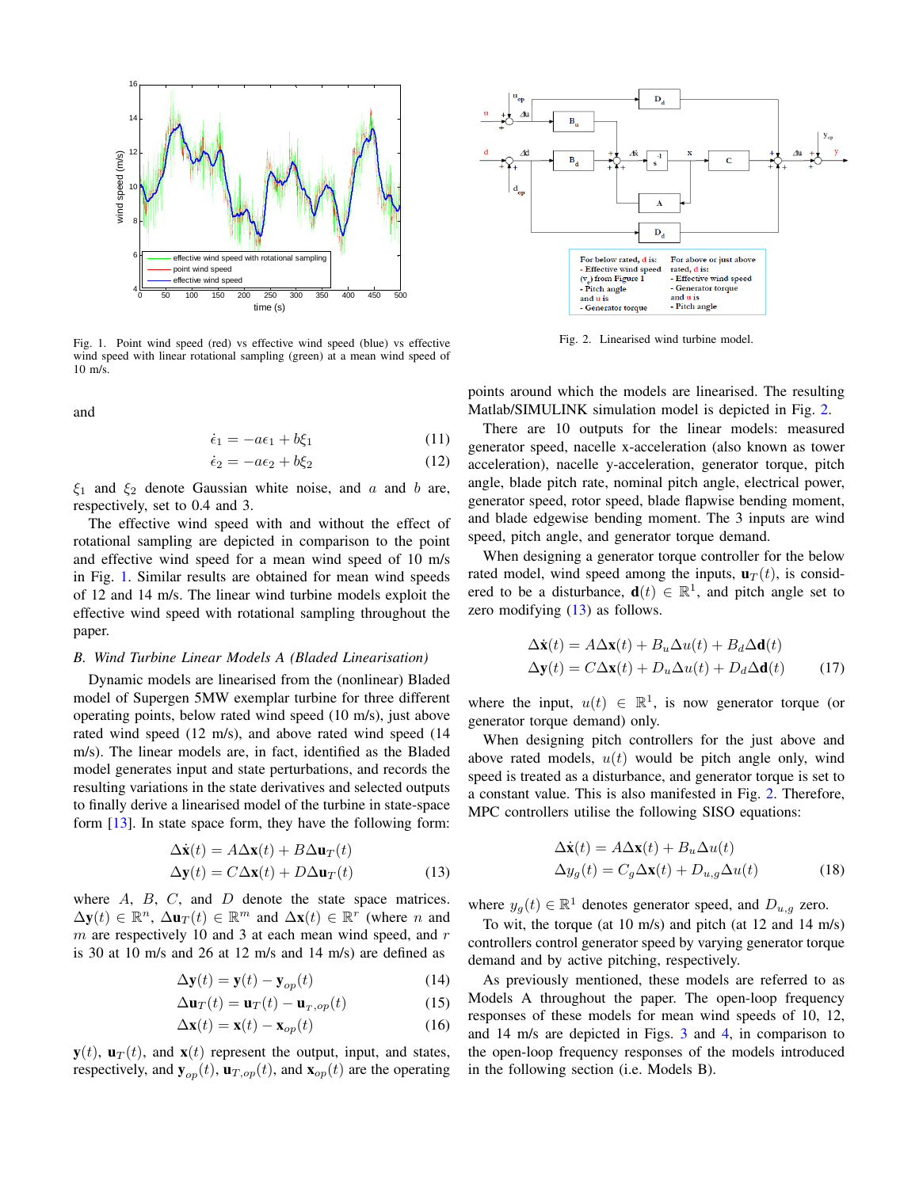Fig. 1. Point wind speed (red) vs effective wind speed (blue) vs effective wind speed with linear rotational sampling (green) at a mean wind speed of 10 m/s.

and

$$\dot{\epsilon}_1 = -a\epsilon_1 + b\xi_1 \tag{11}$$
$$\dot{\epsilon}_2 = -a\epsilon_2 + b\xi_2 \tag{12}$$

$\xi_1$ and $\xi_2$ denote Gaussian white noise, and $a$ and $b$ are, respectively, set to 0.4 and 3.

The effective wind speed with and without the effect of rotational sampling are depicted in comparison to the point and effective wind speed for a mean wind speed of 10 m/s in Fig. 1. Similar results are obtained for mean wind speeds of 12 and 14 m/s. The linear wind turbine models exploit the effective wind speed with rotational sampling throughout the paper.

### *B. Wind Turbine Linear Models A (Bladed Linearisation)*

Dynamic models are linearised from the (nonlinear) Bladed model of Supergen 5MW exemplar turbine for three different operating points, below rated wind speed (10 m/s), just above rated wind speed (12 m/s), and above rated wind speed (14 m/s). The linear models are, in fact, identified as the Bladed model generates input and state perturbations, and records the resulting variations in the state derivatives and selected outputs to finally derive a linearised model of the turbine in state-space form [13]. In state space form, they have the following form:

$$\begin{aligned}\Delta\dot{\mathbf{x}}(t) &= A\Delta\mathbf{x}(t) + B\Delta\mathbf{u}_T(t)\\ \Delta\mathbf{y}(t) &= C\Delta\mathbf{x}(t) + D\Delta\mathbf{u}_T(t)\end{aligned} \tag{13}$$

where $A$, $B$, $C$, and $D$ denote the state space matrices. $\Delta\mathbf{y}(t) \in \mathbb{R}^n$, $\Delta\mathbf{u}_T(t) \in \mathbb{R}^m$ and $\Delta\mathbf{x}(t) \in \mathbb{R}^r$ (where $n$ and $m$ are respectively 10 and 3 at each mean wind speed, and $r$ is 30 at 10 m/s and 26 at 12 m/s and 14 m/s) are defined as

$$\Delta\mathbf{y}(t) = \mathbf{y}(t) - \mathbf{y}_{op}(t) \tag{14}$$
$$\Delta\mathbf{u}_T(t) = \mathbf{u}_T(t) - \mathbf{u}_{T,op}(t) \tag{15}$$
$$\Delta\mathbf{x}(t) = \mathbf{x}(t) - \mathbf{x}_{op}(t) \tag{16}$$

$\mathbf{y}(t)$, $\mathbf{u}_T(t)$, and $\mathbf{x}(t)$ represent the output, input, and states, respectively, and $\mathbf{y}_{op}(t)$, $\mathbf{u}_{T,op}(t)$, and $\mathbf{x}_{op}(t)$ are the operating points around which the models are linearised. The resulting Matlab/SIMULINK simulation model is depicted in Fig. 2.

Fig. 2. Linearised wind turbine model.

There are 10 outputs for the linear models: measured generator speed, nacelle x-acceleration (also known as tower acceleration), nacelle y-acceleration, generator torque, pitch angle, blade pitch rate, nominal pitch angle, electrical power, generator speed, rotor speed, blade flapwise bending moment, and blade edgewise bending moment. The 3 inputs are wind speed, pitch angle, and generator torque demand.

When designing a generator torque controller for the below rated model, wind speed among the inputs, $\mathbf{u}_T(t)$, is considered to be a disturbance, $\mathbf{d}(t) \in \mathbb{R}^1$, and pitch angle set to zero modifying (13) as follows.

$$\begin{aligned}\Delta\dot{\mathbf{x}}(t) &= A\Delta\mathbf{x}(t) + B_u\Delta u(t) + B_d\Delta\mathbf{d}(t)\\ \Delta\mathbf{y}(t) &= C\Delta\mathbf{x}(t) + D_u\Delta u(t) + D_d\Delta\mathbf{d}(t)\end{aligned} \tag{17}$$

where the input, $u(t) \in \mathbb{R}^1$, is now generator torque (or generator torque demand) only.

When designing pitch controllers for the just above and above rated models, $u(t)$ would be pitch angle only, wind speed is treated as a disturbance, and generator torque is set to a constant value. This is also manifested in Fig. 2. Therefore, MPC controllers utilise the following SISO equations:

$$\begin{aligned}\Delta\dot{\mathbf{x}}(t) &= A\Delta\mathbf{x}(t) + B_u\Delta u(t)\\ \Delta y_g(t) &= C_g\Delta\mathbf{x}(t) + D_{u,g}\Delta u(t)\end{aligned} \tag{18}$$

where $y_g(t) \in \mathbb{R}^1$ denotes generator speed, and $D_{u,g}$ zero.

To wit, the torque (at 10 m/s) and pitch (at 12 and 14 m/s) controllers control generator speed by varying generator torque demand and by active pitching, respectively.

As previously mentioned, these models are referred to as Models A throughout the paper. The open-loop frequency responses of these models for mean wind speeds of 10, 12, and 14 m/s are depicted in Figs. 3 and 4, in comparison to the open-loop frequency responses of the models introduced in the following section (i.e. Models B).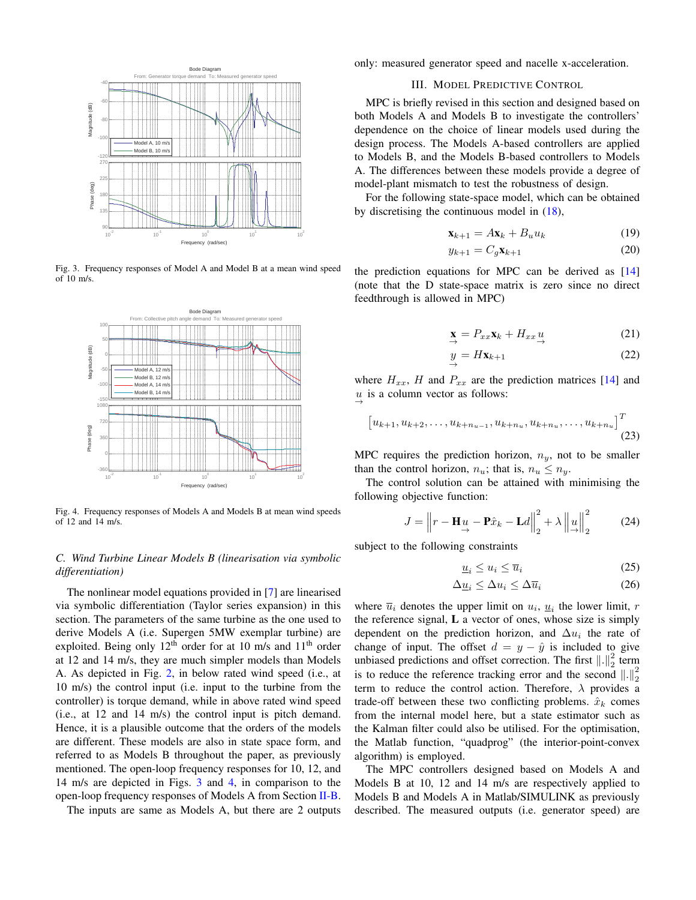Fig. 3. Frequency responses of Model A and Model B at a mean wind speed of 10 m/s.

Fig. 4. Frequency responses of Models A and Models B at mean wind speeds of 12 and 14 m/s.

### C. Wind Turbine Linear Models B (linearisation via symbolic differentiation)

The nonlinear model equations provided in [7] are linearised via symbolic differentiation (Taylor series expansion) in this section. The parameters of the same turbine as the one used to derive Models A (i.e. Supergen 5MW exemplar turbine) are exploited. Being only 12th order for at 10 m/s and 11th order at 12 and 14 m/s, they are much simpler models than Models A. As depicted in Fig. 2, in below rated wind speed (i.e., at 10 m/s) the control input (i.e. input to the turbine from the controller) is torque demand, while in above rated wind speed (i.e., at 12 and 14 m/s) the control input is pitch demand. Hence, it is a plausible outcome that the orders of the models are different. These models are also in state space form, and referred to as Models B throughout the paper, as previously mentioned. The open-loop frequency responses for 10, 12, and 14 m/s are depicted in Figs. 3 and 4, in comparison to the open-loop frequency responses of Models A from Section II-B.

The inputs are same as Models A, but there are 2 outputs only: measured generator speed and nacelle x-acceleration.

## III. Model Predictive Control

MPC is briefly revised in this section and designed based on both Models A and Models B to investigate the controllers' dependence on the choice of linear models used during the design process. The Models A-based controllers are applied to Models B, and the Models B-based controllers to Models A. The differences between these models provide a degree of model-plant mismatch to test the robustness of design.

For the following state-space model, which can be obtained by discretising the continuous model in (18),

$$\mathbf{x}_{k+1} = A\mathbf{x}_k + B_u u_k \tag{19}$$

$$y_{k+1} = C_g \mathbf{x}_{k+1} \tag{20}$$

the prediction equations for MPC can be derived as [14] (note that the D state-space matrix is zero since no direct feedthrough is allowed in MPC)

$$\underset{\rightarrow}{\mathbf{x}} = P_{xx}\mathbf{x}_k + H_{xx}\underset{\rightarrow}{u} \tag{21}$$

$$\underset{\rightarrow}{y} = H\mathbf{x}_{k+1} \tag{22}$$

where $H_{xx}$, $H$ and $P_{xx}$ are the prediction matrices [14] and $\underset{\rightarrow}{u}$ is a column vector as follows:

$$\left[u_{k+1}, u_{k+2}, \ldots, u_{k+n_{u}-1}, u_{k+n_u}, u_{k+n_u}, \ldots, u_{k+n_u}\right]^T \tag{23}$$

MPC requires the prediction horizon, $n_y$, not to be smaller than the control horizon, $n_u$; that is, $n_u \leq n_y$.

The control solution can be attained with minimising the following objective function:

$$J = \left\| r - \mathbf{H}\underset{\rightarrow}{u} - \mathbf{P}\hat{x}_k - \mathbf{L}d \right\|_2^2 + \lambda \left\| \underset{\rightarrow}{u} \right\|_2^2 \tag{24}$$

subject to the following constraints

$$\underline{u}_i \leq u_i \leq \overline{u}_i \tag{25}$$

$$\Delta\underline{u}_i \leq \Delta u_i \leq \Delta\overline{u}_i \tag{26}$$

where $\overline{u}_i$ denotes the upper limit on $u_i$, $\underline{u}_i$ the lower limit, $r$ the reference signal, $\mathbf{L}$ a vector of ones, whose size is simply dependent on the prediction horizon, and $\Delta u_i$ the rate of change of input. The offset $d = y - \hat{y}$ is included to give unbiased predictions and offset correction. The first $\|.\|_2^2$ term is to reduce the reference tracking error and the second $\|.\|_2^2$ term to reduce the control action. Therefore, $\lambda$ provides a trade-off between these two conflicting problems. $\hat{x}_k$ comes from the internal model here, but a state estimator such as the Kalman filter could also be utilised. For the optimisation, the Matlab function, "quadprog" (the interior-point-convex algorithm) is employed.

The MPC controllers designed based on Models A and Models B at 10, 12 and 14 m/s are respectively applied to Models B and Models A in Matlab/SIMULINK as previously described. The measured outputs (i.e. generator speed) are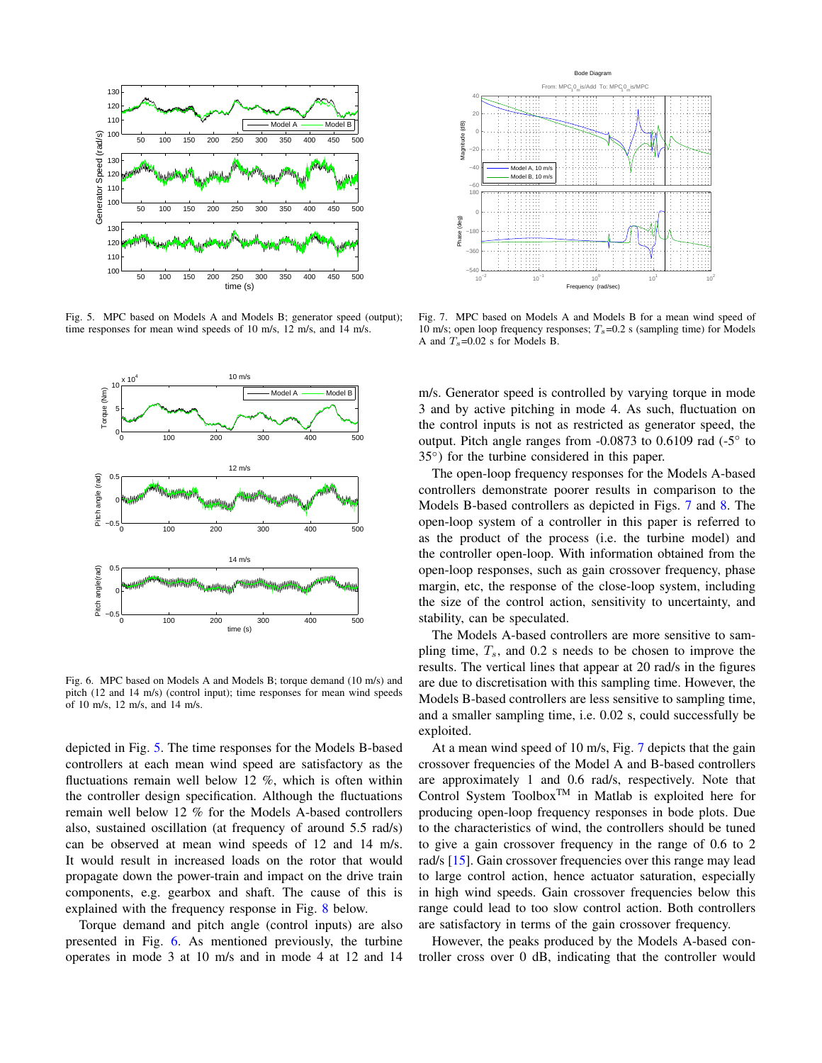Fig. 5. MPC based on Models A and Models B; generator speed (output); time responses for mean wind speeds of 10 m/s, 12 m/s, and 14 m/s.

Fig. 6. MPC based on Models A and Models B; torque demand (10 m/s) and pitch (12 and 14 m/s) (control input); time responses for mean wind speeds of 10 m/s, 12 m/s, and 14 m/s.

depicted in Fig. 5. The time responses for the Models B-based controllers at each mean wind speed are satisfactory as the fluctuations remain well below 12 %, which is often within the controller design specification. Although the fluctuations remain well below 12 % for the Models A-based controllers also, sustained oscillation (at frequency of around 5.5 rad/s) can be observed at mean wind speeds of 12 and 14 m/s. It would result in increased loads on the rotor that would propagate down the power-train and impact on the drive train components, e.g. gearbox and shaft. The cause of this is explained with the frequency response in Fig. 8 below.

Torque demand and pitch angle (control inputs) are also presented in Fig. 6. As mentioned previously, the turbine operates in mode 3 at 10 m/s and in mode 4 at 12 and 14 m/s. Generator speed is controlled by varying torque in mode 3 and by active pitching in mode 4. As such, fluctuation on the control inputs is not as restricted as generator speed, the output. Pitch angle ranges from -0.0873 to 0.6109 rad (-5° to 35°) for the turbine considered in this paper.

Fig. 7. MPC based on Models A and Models B for a mean wind speed of 10 m/s; open loop frequency responses; $T_s$=0.2 s (sampling time) for Models A and $T_s$=0.02 s for Models B.

The open-loop frequency responses for the Models A-based controllers demonstrate poorer results in comparison to the Models B-based controllers as depicted in Figs. 7 and 8. The open-loop system of a controller in this paper is referred to as the product of the process (i.e. the turbine model) and the controller open-loop. With information obtained from the open-loop responses, such as gain crossover frequency, phase margin, etc, the response of the close-loop system, including the size of the control action, sensitivity to uncertainty, and stability, can be speculated.

The Models A-based controllers are more sensitive to sampling time, $T_s$, and 0.2 s needs to be chosen to improve the results. The vertical lines that appear at 20 rad/s in the figures are due to discretisation with this sampling time. However, the Models B-based controllers are less sensitive to sampling time, and a smaller sampling time, i.e. 0.02 s, could successfully be exploited.

At a mean wind speed of 10 m/s, Fig. 7 depicts that the gain crossover frequencies of the Model A and B-based controllers are approximately 1 and 0.6 rad/s, respectively. Note that Control System Toolbox™ in Matlab is exploited here for producing open-loop frequency responses in bode plots. Due to the characteristics of wind, the controllers should be tuned to give a gain crossover frequency in the range of 0.6 to 2 rad/s [15]. Gain crossover frequencies over this range may lead to large control action, hence actuator saturation, especially in high wind speeds. Gain crossover frequencies below this range could lead to too slow control action. Both controllers are satisfactory in terms of the gain crossover frequency.

However, the peaks produced by the Models A-based controller cross over 0 dB, indicating that the controller would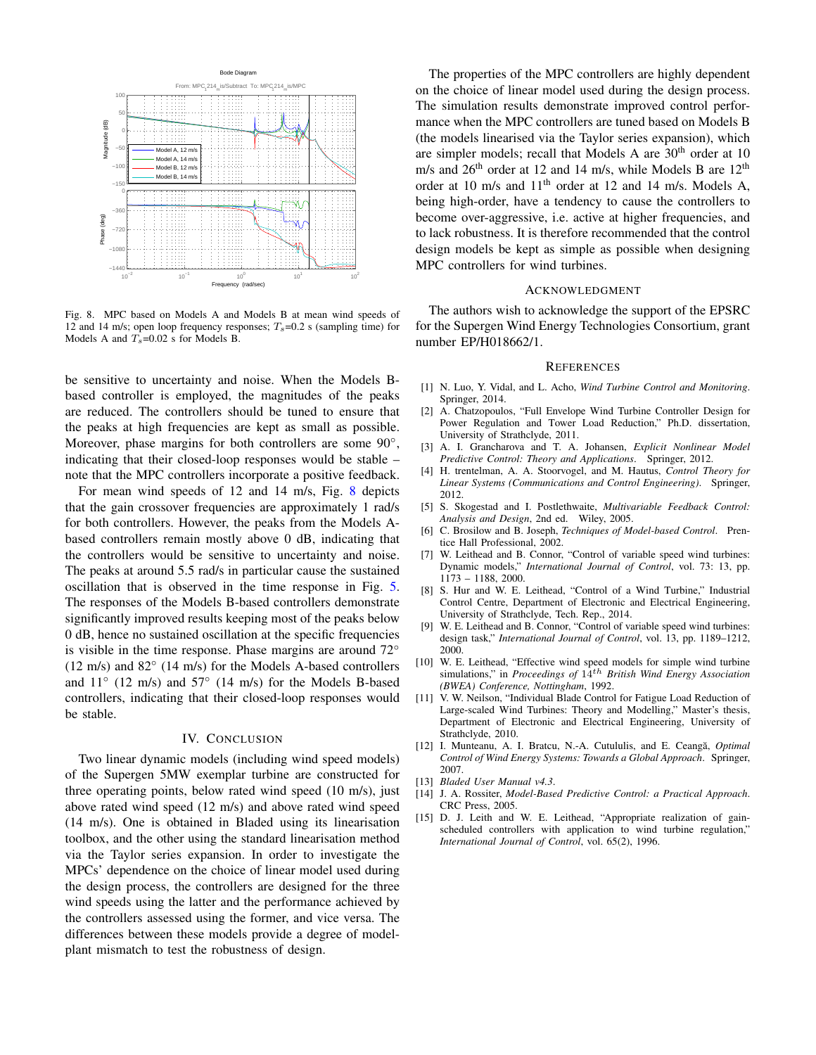Bode Diagram

From: MPC_1214_m is/Subtract To: MPC_1214_m is/MPC

Magnitude (dB)

Phase (deg)

Frequency (rad/sec)

Model A, 12 m/s

Model A, 14 m/s

Model B, 12 m/s

Model B, 14 m/s

Fig. 8. MPC based on Models A and Models B at mean wind speeds of 12 and 14 m/s; open loop frequency responses; $T_s$=0.2 s (sampling time) for Models A and $T_s$=0.02 s for Models B.

be sensitive to uncertainty and noise. When the Models B-based controller is employed, the magnitudes of the peaks are reduced. The controllers should be tuned to ensure that the peaks at high frequencies are kept as small as possible. Moreover, phase margins for both controllers are some 90°, indicating that their closed-loop responses would be stable – note that the MPC controllers incorporate a positive feedback.

For mean wind speeds of 12 and 14 m/s, Fig. 8 depicts that the gain crossover frequencies are approximately 1 rad/s for both controllers. However, the peaks from the Models A-based controllers remain mostly above 0 dB, indicating that the controllers would be sensitive to uncertainty and noise. The peaks at around 5.5 rad/s in particular cause the sustained oscillation that is observed in the time response in Fig. 5. The responses of the Models B-based controllers demonstrate significantly improved results keeping most of the peaks below 0 dB, hence no sustained oscillation at the specific frequencies is visible in the time response. Phase margins are around 72° (12 m/s) and 82° (14 m/s) for the Models A-based controllers and 11° (12 m/s) and 57° (14 m/s) for the Models B-based controllers, indicating that their closed-loop responses would be stable.

## IV. Conclusion

Two linear dynamic models (including wind speed models) of the Supergen 5MW exemplar turbine are constructed for three operating points, below rated wind speed (10 m/s), just above rated wind speed (12 m/s) and above rated wind speed (14 m/s). One is obtained in Bladed using its linearisation toolbox, and the other using the standard linearisation method via the Taylor series expansion. In order to investigate the MPCs' dependence on the choice of linear model used during the design process, the controllers are designed for the three wind speeds using the latter and the performance achieved by the controllers assessed using the former, and vice versa. The differences between these models provide a degree of model-plant mismatch to test the robustness of design.

The properties of the MPC controllers are highly dependent on the choice of linear model used during the design process. The simulation results demonstrate improved control performance when the MPC controllers are tuned based on Models B (the models linearised via the Taylor series expansion), which are simpler models; recall that Models A are 30th order at 10 m/s and 26th order at 12 and 14 m/s, while Models B are 12th order at 10 m/s and 11th order at 12 and 14 m/s. Models A, being high-order, have a tendency to cause the controllers to become over-aggressive, i.e. active at higher frequencies, and to lack robustness. It is therefore recommended that the control design models be kept as simple as possible when designing MPC controllers for wind turbines.

## Acknowledgment

The authors wish to acknowledge the support of the EPSRC for the Supergen Wind Energy Technologies Consortium, grant number EP/H018662/1.

## References

[1] N. Luo, Y. Vidal, and L. Acho, *Wind Turbine Control and Monitoring*. Springer, 2014.

[2] A. Chatzopoulos, "Full Envelope Wind Turbine Controller Design for Power Regulation and Tower Load Reduction," Ph.D. dissertation, University of Strathclyde, 2011.

[3] A. I. Grancharova and T. A. Johansen, *Explicit Nonlinear Model Predictive Control: Theory and Applications*. Springer, 2012.

[4] H. trentelman, A. A. Stoorvogel, and M. Hautus, *Control Theory for Linear Systems (Communications and Control Engineering)*. Springer, 2012.

[5] S. Skogestad and I. Postlethwaite, *Multivariable Feedback Control: Analysis and Design*, 2nd ed. Wiley, 2005.

[6] C. Brosilow and B. Joseph, *Techniques of Model-based Control*. Prentice Hall Professional, 2002.

[7] W. Leithead and B. Connor, "Control of variable speed wind turbines: Dynamic models," *International Journal of Control*, vol. 73: 13, pp. 1173 – 1188, 2000.

[8] S. Hur and W. E. Leithead, "Control of a Wind Turbine," Industrial Control Centre, Department of Electronic and Electrical Engineering, University of Strathclyde, Tech. Rep., 2014.

[9] W. E. Leithead and B. Connor, "Control of variable speed wind turbines: design task," *International Journal of Control*, vol. 13, pp. 1189–1212, 2000.

[10] W. E. Leithead, "Effective wind speed models for simple wind turbine simulations," in *Proceedings of $14^{th}$ British Wind Energy Association (BWEA) Conference, Nottingham*, 1992.

[11] V. W. Neilson, "Individual Blade Control for Fatigue Load Reduction of Large-scaled Wind Turbines: Theory and Modelling," Master's thesis, Department of Electronic and Electrical Engineering, University of Strathclyde, 2010.

[12] I. Munteanu, A. I. Bratcu, N.-A. Cutululis, and E. Ceangă, *Optimal Control of Wind Energy Systems: Towards a Global Approach*. Springer, 2007.

[13] *Bladed User Manual v4.3*.

[14] J. A. Rossiter, *Model-Based Predictive Control: a Practical Approach*. CRC Press, 2005.

[15] D. J. Leith and W. E. Leithead, "Appropriate realization of gain-scheduled controllers with application to wind turbine regulation," *International Journal of Control*, vol. 65(2), 1996.